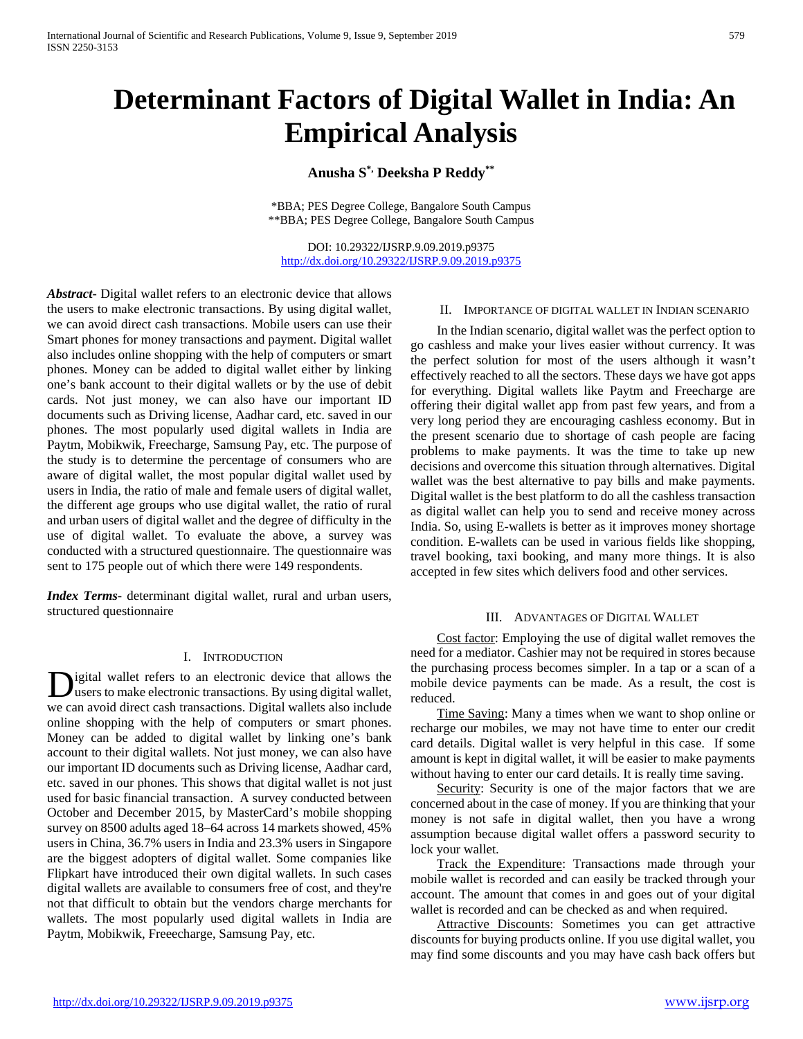# Determinant Factors of Digital Wallet in India: An Empirical Analysis

**Anusha S[*], Deeksha P Reddy[**]**

*BBA; PES Degree College, Bangalore South Campus
**BBA; PES Degree College, Bangalore South Campus

DOI: 10.29322/IJSRP.9.09.2019.p9375
http://dx.doi.org/10.29322/IJSRP.9.09.2019.p9375

***Abstract***- Digital wallet refers to an electronic device that allows the users to make electronic transactions. By using digital wallet, we can avoid direct cash transactions. Mobile users can use their Smart phones for money transactions and payment. Digital wallet also includes online shopping with the help of computers or smart phones. Money can be added to digital wallet either by linking one's bank account to their digital wallets or by the use of debit cards. Not just money, we can also have our important ID documents such as Driving license, Aadhar card, etc. saved in our phones. The most popularly used digital wallets in India are Paytm, Mobikwik, Freecharge, Samsung Pay, etc. The purpose of the study is to determine the percentage of consumers who are aware of digital wallet, the most popular digital wallet used by users in India, the ratio of male and female users of digital wallet, the different age groups who use digital wallet, the ratio of rural and urban users of digital wallet and the degree of difficulty in the use of digital wallet. To evaluate the above, a survey was conducted with a structured questionnaire. The questionnaire was sent to 175 people out of which there were 149 respondents.

***Index Terms***- determinant digital wallet, rural and urban users, structured questionnaire

## I. Introduction

Digital wallet refers to an electronic device that allows the users to make electronic transactions. By using digital wallet, we can avoid direct cash transactions. Digital wallets also include online shopping with the help of computers or smart phones. Money can be added to digital wallet by linking one's bank account to their digital wallets. Not just money, we can also have our important ID documents such as Driving license, Aadhar card, etc. saved in our phones. This shows that digital wallet is not just used for basic financial transaction. A survey conducted between October and December 2015, by MasterCard's mobile shopping survey on 8500 adults aged 18–64 across 14 markets showed, 45% users in China, 36.7% users in India and 23.3% users in Singapore are the biggest adopters of digital wallet. Some companies like Flipkart have introduced their own digital wallets. In such cases digital wallets are available to consumers free of cost, and they're not that difficult to obtain but the vendors charge merchants for wallets. The most popularly used digital wallets in India are Paytm, Mobikwik, Freeecharge, Samsung Pay, etc.

## II. Importance of Digital Wallet in Indian Scenario

In the Indian scenario, digital wallet was the perfect option to go cashless and make your lives easier without currency. It was the perfect solution for most of the users although it wasn't effectively reached to all the sectors. These days we have got apps for everything. Digital wallets like Paytm and Freecharge are offering their digital wallet app from past few years, and from a very long period they are encouraging cashless economy. But in the present scenario due to shortage of cash people are facing problems to make payments. It was the time to take up new decisions and overcome this situation through alternatives. Digital wallet was the best alternative to pay bills and make payments. Digital wallet is the best platform to do all the cashless transaction as digital wallet can help you to send and receive money across India. So, using E-wallets is better as it improves money shortage condition. E-wallets can be used in various fields like shopping, travel booking, taxi booking, and many more things. It is also accepted in few sites which delivers food and other services.

## III. Advantages of Digital Wallet

Cost factor: Employing the use of digital wallet removes the need for a mediator. Cashier may not be required in stores because the purchasing process becomes simpler. In a tap or a scan of a mobile device payments can be made. As a result, the cost is reduced.

Time Saving: Many a times when we want to shop online or recharge our mobiles, we may not have time to enter our credit card details. Digital wallet is very helpful in this case. If some amount is kept in digital wallet, it will be easier to make payments without having to enter our card details. It is really time saving.

Security: Security is one of the major factors that we are concerned about in the case of money. If you are thinking that your money is not safe in digital wallet, then you have a wrong assumption because digital wallet offers a password security to lock your wallet.

Track the Expenditure: Transactions made through your mobile wallet is recorded and can easily be tracked through your account. The amount that comes in and goes out of your digital wallet is recorded and can be checked as and when required.

Attractive Discounts: Sometimes you can get attractive discounts for buying products online. If you use digital wallet, you may find some discounts and you may have cash back offers but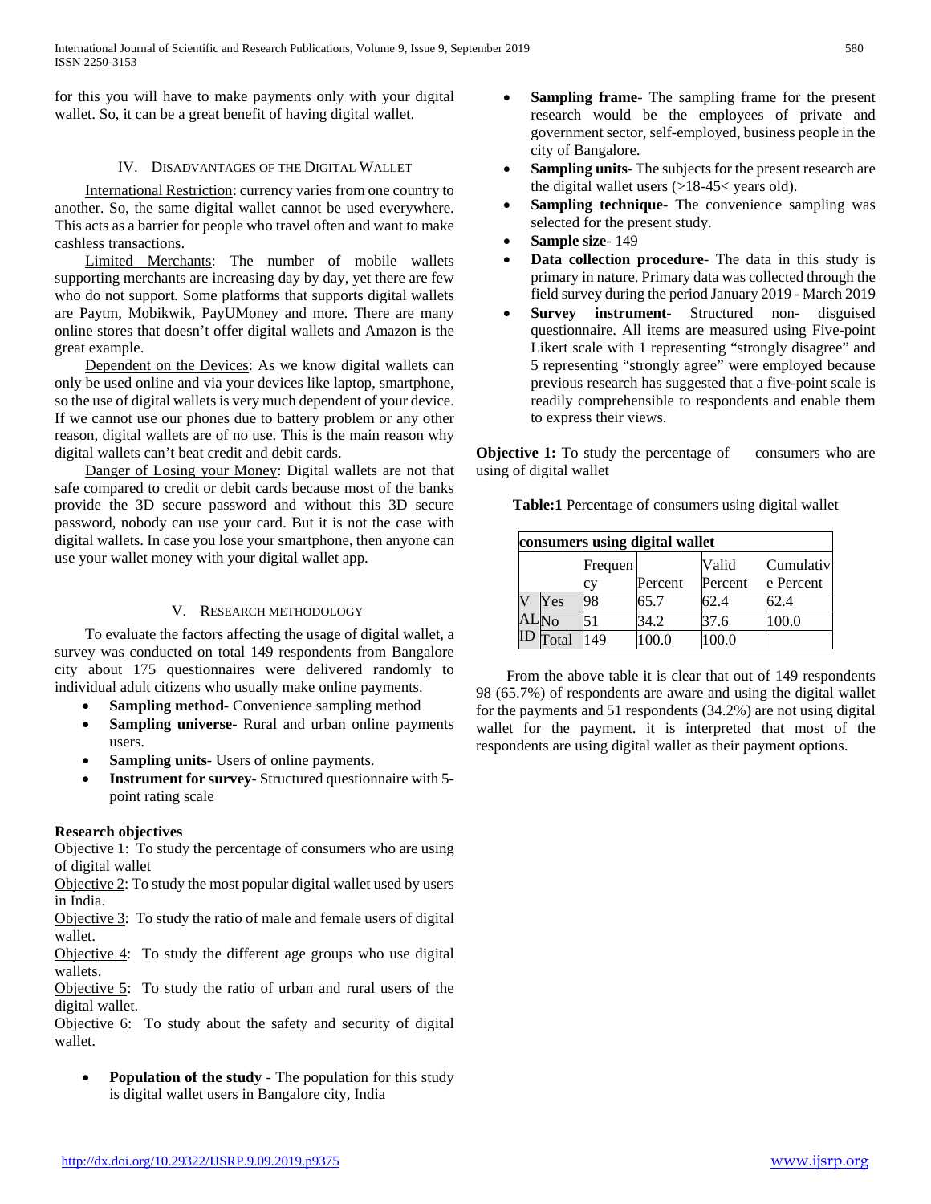for this you will have to make payments only with your digital wallet. So, it can be a great benefit of having digital wallet.

## IV. Disadvantages of the Digital Wallet

International Restriction: currency varies from one country to another. So, the same digital wallet cannot be used everywhere. This acts as a barrier for people who travel often and want to make cashless transactions.

Limited Merchants: The number of mobile wallets supporting merchants are increasing day by day, yet there are few who do not support. Some platforms that supports digital wallets are Paytm, Mobikwik, PayUMoney and more. There are many online stores that doesn't offer digital wallets and Amazon is the great example.

Dependent on the Devices: As we know digital wallets can only be used online and via your devices like laptop, smartphone, so the use of digital wallets is very much dependent of your device. If we cannot use our phones due to battery problem or any other reason, digital wallets are of no use. This is the main reason why digital wallets can't beat credit and debit cards.

Danger of Losing your Money: Digital wallets are not that safe compared to credit or debit cards because most of the banks provide the 3D secure password and without this 3D secure password, nobody can use your card. But it is not the case with digital wallets. In case you lose your smartphone, then anyone can use your wallet money with your digital wallet app.

## V. Research Methodology

To evaluate the factors affecting the usage of digital wallet, a survey was conducted on total 149 respondents from Bangalore city about 175 questionnaires were delivered randomly to individual adult citizens who usually make online payments.

- **Sampling method**- Convenience sampling method
- **Sampling universe**- Rural and urban online payments users.
- **Sampling units**- Users of online payments.
- **Instrument for survey**- Structured questionnaire with 5-point rating scale

**Research objectives**

Objective 1: To study the percentage of consumers who are using of digital wallet

Objective 2: To study the most popular digital wallet used by users in India.

Objective 3: To study the ratio of male and female users of digital wallet.

Objective 4: To study the different age groups who use digital wallets.

Objective 5: To study the ratio of urban and rural users of the digital wallet.

Objective 6: To study about the safety and security of digital wallet.

- **Population of the study** - The population for this study is digital wallet users in Bangalore city, India
- **Sampling frame**- The sampling frame for the present research would be the employees of private and government sector, self-employed, business people in the city of Bangalore.
- **Sampling units**- The subjects for the present research are the digital wallet users (>18-45< years old).
- **Sampling technique**- The convenience sampling was selected for the present study.
- **Sample size**- 149
- **Data collection procedure**- The data in this study is primary in nature. Primary data was collected through the field survey during the period January 2019 - March 2019
- **Survey instrument**- Structured non- disguised questionnaire. All items are measured using Five-point Likert scale with 1 representing "strongly disagree" and 5 representing "strongly agree" were employed because previous research has suggested that a five-point scale is readily comprehensible to respondents and enable them to express their views.

**Objective 1:** To study the percentage of consumers who are using of digital wallet

**Table:1** Percentage of consumers using digital wallet

| consumers using digital wallet | | | | | |
|---|---|---|---|---|---|
| | | Frequency | Percent | Valid Percent | Cumulative Percent |
| VALID | Yes | 98 | 65.7 | 62.4 | 62.4 |
| | No | 51 | 34.2 | 37.6 | 100.0 |
| | Total | 149 | 100.0 | 100.0 | |

From the above table it is clear that out of 149 respondents 98 (65.7%) of respondents are aware and using the digital wallet for the payments and 51 respondents (34.2%) are not using digital wallet for the payment. it is interpreted that most of the respondents are using digital wallet as their payment options.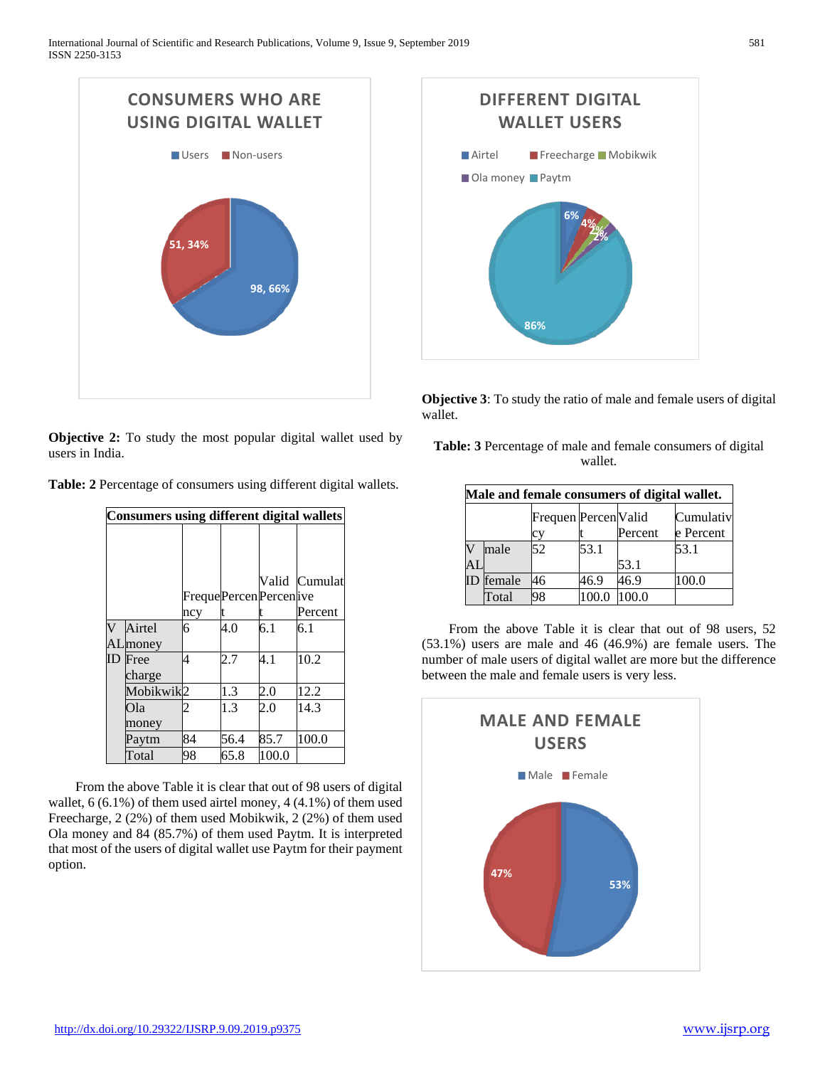**Objective 2:** To study the most popular digital wallet used by users in India.

**Table: 2** Percentage of consumers using different digital wallets.

| Consumers using different digital wallets | | | | | |
|---|---|---|---|---|---|
| | | Frequency | Percent | Valid Percent | Cumulative Percent |
| VALID | Airtel money | 6 | 4.0 | 6.1 | 6.1 |
| | Free charge | 4 | 2.7 | 4.1 | 10.2 |
| | Mobikwik | 2 | 1.3 | 2.0 | 12.2 |
| | Ola money | 2 | 1.3 | 2.0 | 14.3 |
| | Paytm | 84 | 56.4 | 85.7 | 100.0 |
| | Total | 98 | 65.8 | 100.0 | |

From the above Table it is clear that out of 98 users of digital wallet, 6 (6.1%) of them used airtel money, 4 (4.1%) of them used Freecharge, 2 (2%) of them used Mobikwik, 2 (2%) of them used Ola money and 84 (85.7%) of them used Paytm. It is interpreted that most of the users of digital wallet use Paytm for their payment option.

**Objective 3**: To study the ratio of male and female users of digital wallet.

**Table: 3** Percentage of male and female consumers of digital wallet.

| Male and female consumers of digital wallet. | | | | | |
|---|---|---|---|---|---|
| | | Frequency | Percent | Valid Percent | Cumulative Percent |
| VALID | male | 52 | 53.1 | 53.1 | 53.1 |
| | female | 46 | 46.9 | 46.9 | 100.0 |
| | Total | 98 | 100.0 | 100.0 | |

From the above Table it is clear that out of 98 users, 52 (53.1%) users are male and 46 (46.9%) are female users. The number of male users of digital wallet are more but the difference between the male and female users is very less.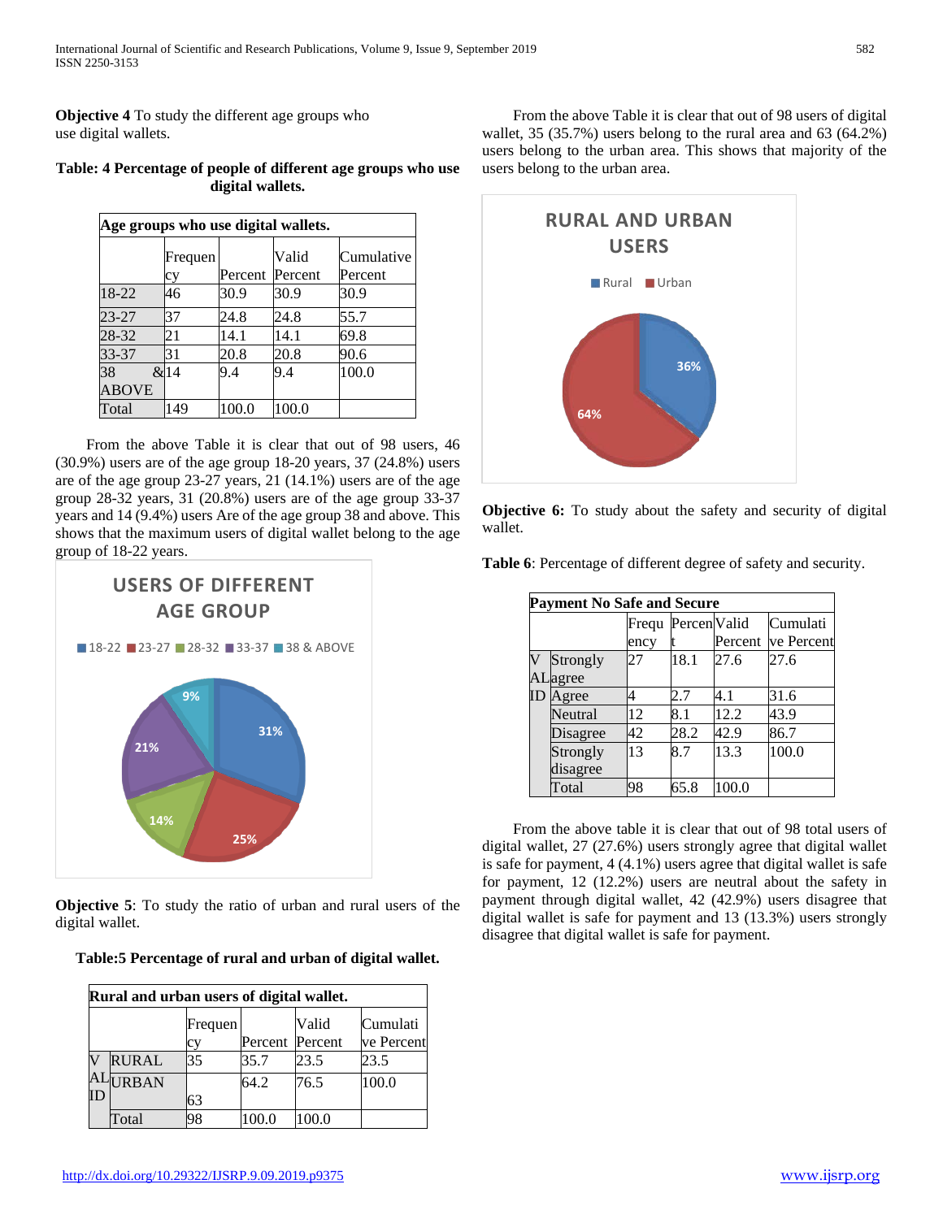**Objective 4** To study the different age groups who use digital wallets.

**Table: 4 Percentage of people of different age groups who use digital wallets.**

| Age groups who use digital wallets. | | | | |
|---|---|---|---|---|
| | Frequency | Percent | Valid Percent | Cumulative Percent |
| 18-22 | 46 | 30.9 | 30.9 | 30.9 |
| 23-27 | 37 | 24.8 | 24.8 | 55.7 |
| 28-32 | 21 | 14.1 | 14.1 | 69.8 |
| 33-37 | 31 | 20.8 | 20.8 | 90.6 |
| 38 & ABOVE | 14 | 9.4 | 9.4 | 100.0 |
| Total | 149 | 100.0 | 100.0 | |

From the above Table it is clear that out of 98 users, 46 (30.9%) users are of the age group 18-20 years, 37 (24.8%) users are of the age group 23-27 years, 21 (14.1%) users are of the age group 28-32 years, 31 (20.8%) users are of the age group 33-37 years and 14 (9.4%) users Are of the age group 38 and above. This shows that the maximum users of digital wallet belong to the age group of 18-22 years.

**USERS OF DIFFERENT AGE GROUP**

18-22: 31%, 23-27: 25%, 28-32: 14%, 33-37: 21%, 38 & ABOVE: 9%

**Objective 5**: To study the ratio of urban and rural users of the digital wallet.

**Table:5 Percentage of rural and urban of digital wallet.**

| Rural and urban users of digital wallet. | | | | | |
|---|---|---|---|---|---|
| | | Frequency | Percent | Valid Percent | Cumulative Percent |
| VALID | RURAL | 35 | 35.7 | 23.5 | 23.5 |
| | URBAN | 63 | 64.2 | 76.5 | 100.0 |
| | Total | 98 | 100.0 | 100.0 | |

From the above Table it is clear that out of 98 users of digital wallet, 35 (35.7%) users belong to the rural area and 63 (64.2%) users belong to the urban area. This shows that majority of the users belong to the urban area.

**RURAL AND URBAN USERS**

Rural: 36%, Urban: 64%

**Objective 6:** To study about the safety and security of digital wallet.

**Table 6**: Percentage of different degree of safety and security.

| Payment No Safe and Secure | | | | | |
|---|---|---|---|---|---|
| | | Frequency | Percent | Valid Percent | Cumulative Percent |
| VALID | Strongly agree | 27 | 18.1 | 27.6 | 27.6 |
| | Agree | 4 | 2.7 | 4.1 | 31.6 |
| | Neutral | 12 | 8.1 | 12.2 | 43.9 |
| | Disagree | 42 | 28.2 | 42.9 | 86.7 |
| | Strongly disagree | 13 | 8.7 | 13.3 | 100.0 |
| | Total | 98 | 65.8 | 100.0 | |

From the above table it is clear that out of 98 total users of digital wallet, 27 (27.6%) users strongly agree that digital wallet is safe for payment, 4 (4.1%) users agree that digital wallet is safe for payment, 12 (12.2%) users are neutral about the safety in payment through digital wallet, 42 (42.9%) users disagree that digital wallet is safe for payment and 13 (13.3%) users strongly disagree that digital wallet is safe for payment.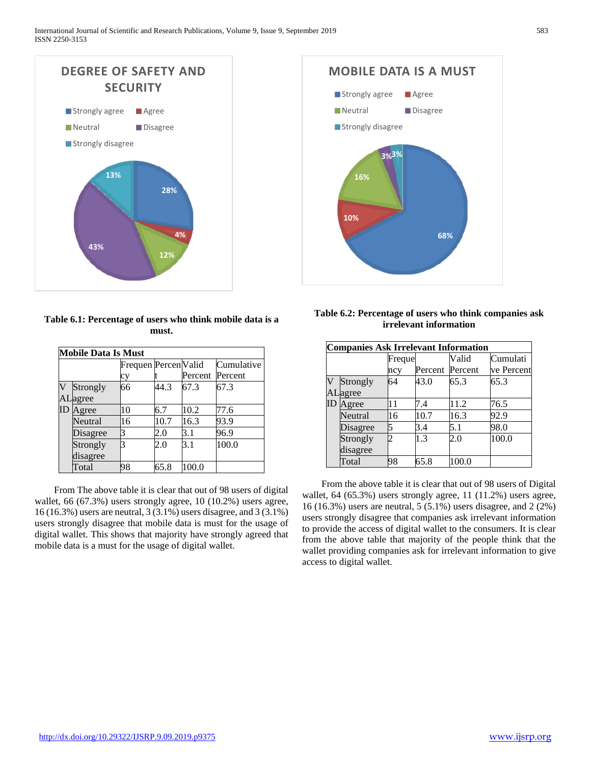DEGREE OF SAFETY AND SECURITY

Strongly agree 28%, Agree 4%, Neutral 12%, Disagree 43%, Strongly disagree 13%

MOBILE DATA IS A MUST

Strongly agree 68%, Agree 10%, Neutral 16%, Disagree 3%, Strongly disagree 3%

**Table 6.1: Percentage of users who think mobile data is a must.**

| Mobile Data Is Must | | Frequency | Percent | Valid Percent | Cumulative Percent |
|---|---|---|---|---|---|
| VALID | Strongly agree | 66 | 44.3 | 67.3 | 67.3 |
| | Agree | 10 | 6.7 | 10.2 | 77.6 |
| | Neutral | 16 | 10.7 | 16.3 | 93.9 |
| | Disagree | 3 | 2.0 | 3.1 | 96.9 |
| | Strongly disagree | 3 | 2.0 | 3.1 | 100.0 |
| | Total | 98 | 65.8 | 100.0 | |

From The above table it is clear that out of 98 users of digital wallet, 66 (67.3%) users strongly agree, 10 (10.2%) users agree, 16 (16.3%) users are neutral, 3 (3.1%) users disagree, and 3 (3.1%) users strongly disagree that mobile data is must for the usage of digital wallet. This shows that majority have strongly agreed that mobile data is a must for the usage of digital wallet.

**Table 6.2: Percentage of users who think companies ask irrelevant information**

| Companies Ask Irrelevant Information | | Frequency | Percent | Valid Percent | Cumulative Percent |
|---|---|---|---|---|---|
| VALID | Strongly agree | 64 | 43.0 | 65.3 | 65.3 |
| | Agree | 11 | 7.4 | 11.2 | 76.5 |
| | Neutral | 16 | 10.7 | 16.3 | 92.9 |
| | Disagree | 5 | 3.4 | 5.1 | 98.0 |
| | Strongly disagree | 2 | 1.3 | 2.0 | 100.0 |
| | Total | 98 | 65.8 | 100.0 | |

From the above table it is clear that out of 98 users of Digital wallet, 64 (65.3%) users strongly agree, 11 (11.2%) users agree, 16 (16.3%) users are neutral, 5 (5.1%) users disagree, and 2 (2%) users strongly disagree that companies ask irrelevant information to provide the access of digital wallet to the consumers. It is clear from the above table that majority of the people think that the wallet providing companies ask for irrelevant information to give access to digital wallet.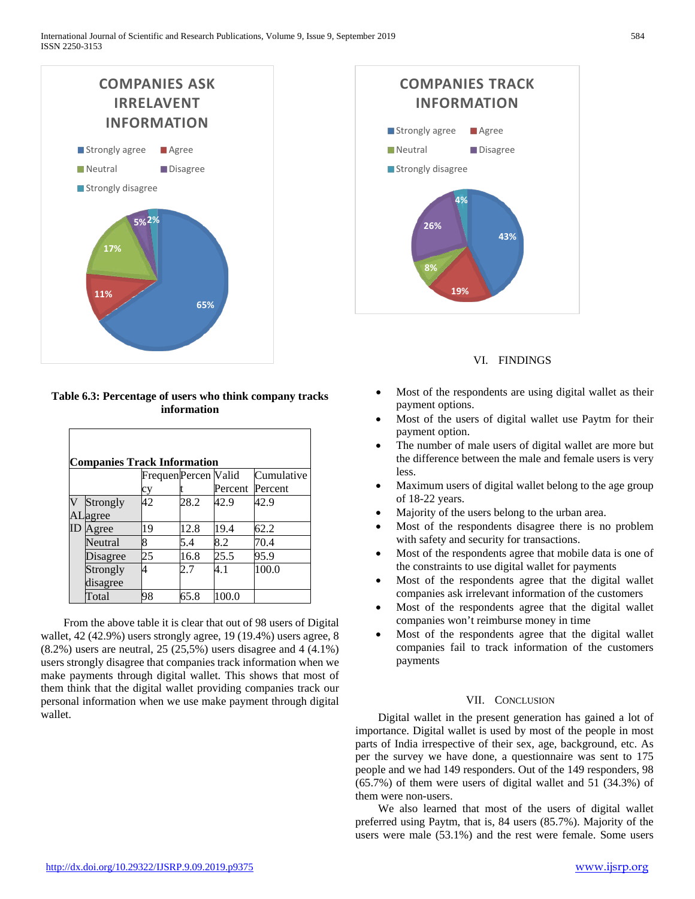**COMPANIES ASK IRRELAVENT INFORMATION**

Strongly agree 65%, Agree 11%, Neutral 17%, Disagree 5%, Strongly disagree 2%

**Table 6.3: Percentage of users who think company tracks information**

**Companies Track Information**

| | | Frequency | Percent | Valid Percent | Cumulative Percent |
|---|---|---|---|---|---|
| VALID | Strongly agree | 42 | 28.2 | 42.9 | 42.9 |
| | Agree | 19 | 12.8 | 19.4 | 62.2 |
| | Neutral | 8 | 5.4 | 8.2 | 70.4 |
| | Disagree | 25 | 16.8 | 25.5 | 95.9 |
| | Strongly disagree | 4 | 2.7 | 4.1 | 100.0 |
| | Total | 98 | 65.8 | 100.0 | |

From the above table it is clear that out of 98 users of Digital wallet, 42 (42.9%) users strongly agree, 19 (19.4%) users agree, 8 (8.2%) users are neutral, 25 (25,5%) users disagree and 4 (4.1%) users strongly disagree that companies track information when we make payments through digital wallet. This shows that most of them think that the digital wallet providing companies track our personal information when we use make payment through digital wallet.

**COMPANIES TRACK INFORMATION**

Strongly agree 43%, Agree 19%, Neutral 8%, Disagree 26%, Strongly disagree 4%

## VI. Findings

- Most of the respondents are using digital wallet as their payment options.
- Most of the users of digital wallet use Paytm for their payment option.
- The number of male users of digital wallet are more but the difference between the male and female users is very less.
- Maximum users of digital wallet belong to the age group of 18-22 years.
- Majority of the users belong to the urban area.
- Most of the respondents disagree there is no problem with safety and security for transactions.
- Most of the respondents agree that mobile data is one of the constraints to use digital wallet for payments
- Most of the respondents agree that the digital wallet companies ask irrelevant information of the customers
- Most of the respondents agree that the digital wallet companies won't reimburse money in time
- Most of the respondents agree that the digital wallet companies fail to track information of the customers payments

## VII. Conclusion

Digital wallet in the present generation has gained a lot of importance. Digital wallet is used by most of the people in most parts of India irrespective of their sex, age, background, etc. As per the survey we have done, a questionnaire was sent to 175 people and we had 149 responders. Out of the 149 responders, 98 (65.7%) of them were users of digital wallet and 51 (34.3%) of them were non-users.

We also learned that most of the users of digital wallet preferred using Paytm, that is, 84 users (85.7%). Majority of the users were male (53.1%) and the rest were female. Some users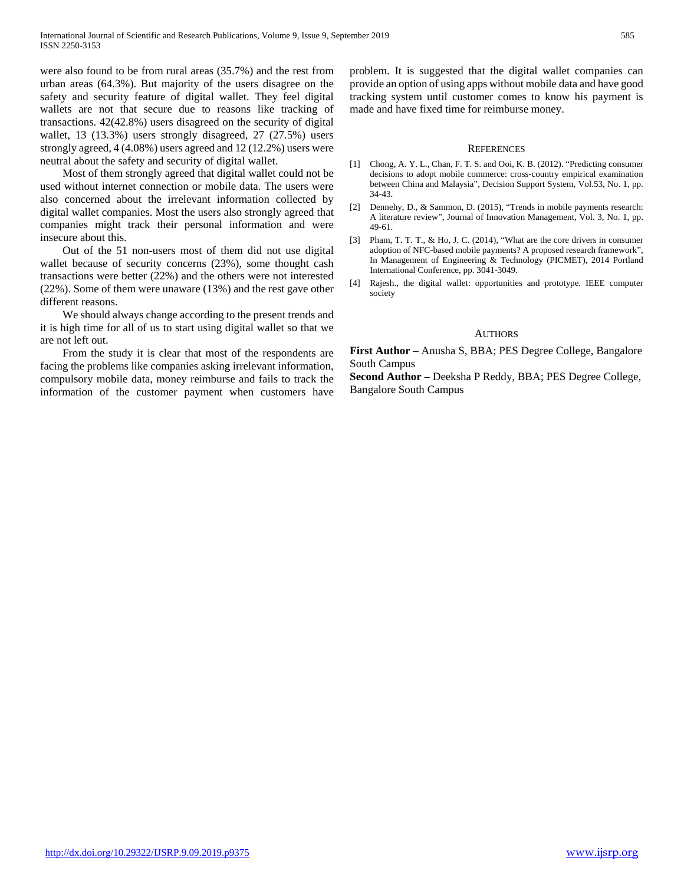were also found to be from rural areas (35.7%) and the rest from urban areas (64.3%). But majority of the users disagree on the safety and security feature of digital wallet. They feel digital wallets are not that secure due to reasons like tracking of transactions. 42(42.8%) users disagreed on the security of digital wallet, 13 (13.3%) users strongly disagreed, 27 (27.5%) users strongly agreed, 4 (4.08%) users agreed and 12 (12.2%) users were neutral about the safety and security of digital wallet.

Most of them strongly agreed that digital wallet could not be used without internet connection or mobile data. The users were also concerned about the irrelevant information collected by digital wallet companies. Most the users also strongly agreed that companies might track their personal information and were insecure about this.

Out of the 51 non-users most of them did not use digital wallet because of security concerns (23%), some thought cash transactions were better (22%) and the others were not interested (22%). Some of them were unaware (13%) and the rest gave other different reasons.

We should always change according to the present trends and it is high time for all of us to start using digital wallet so that we are not left out.

From the study it is clear that most of the respondents are facing the problems like companies asking irrelevant information, compulsory mobile data, money reimburse and fails to track the information of the customer payment when customers have problem. It is suggested that the digital wallet companies can provide an option of using apps without mobile data and have good tracking system until customer comes to know his payment is made and have fixed time for reimburse money.

## References

[1] Chong, A. Y. L., Chan, F. T. S. and Ooi, K. B. (2012). "Predicting consumer decisions to adopt mobile commerce: cross-country empirical examination between China and Malaysia", Decision Support System, Vol.53, No. 1, pp. 34-43.

[2] Dennehy, D., & Sammon, D. (2015), "Trends in mobile payments research: A literature review", Journal of Innovation Management, Vol. 3, No. 1, pp. 49-61.

[3] Pham, T. T. T., & Ho, J. C. (2014), "What are the core drivers in consumer adoption of NFC-based mobile payments? A proposed research framework", In Management of Engineering & Technology (PICMET), 2014 Portland International Conference, pp. 3041-3049.

[4] Rajesh., the digital wallet: opportunities and prototype. IEEE computer society

## Authors

**First Author** – Anusha S, BBA; PES Degree College, Bangalore South Campus

**Second Author** – Deeksha P Reddy, BBA; PES Degree College, Bangalore South Campus